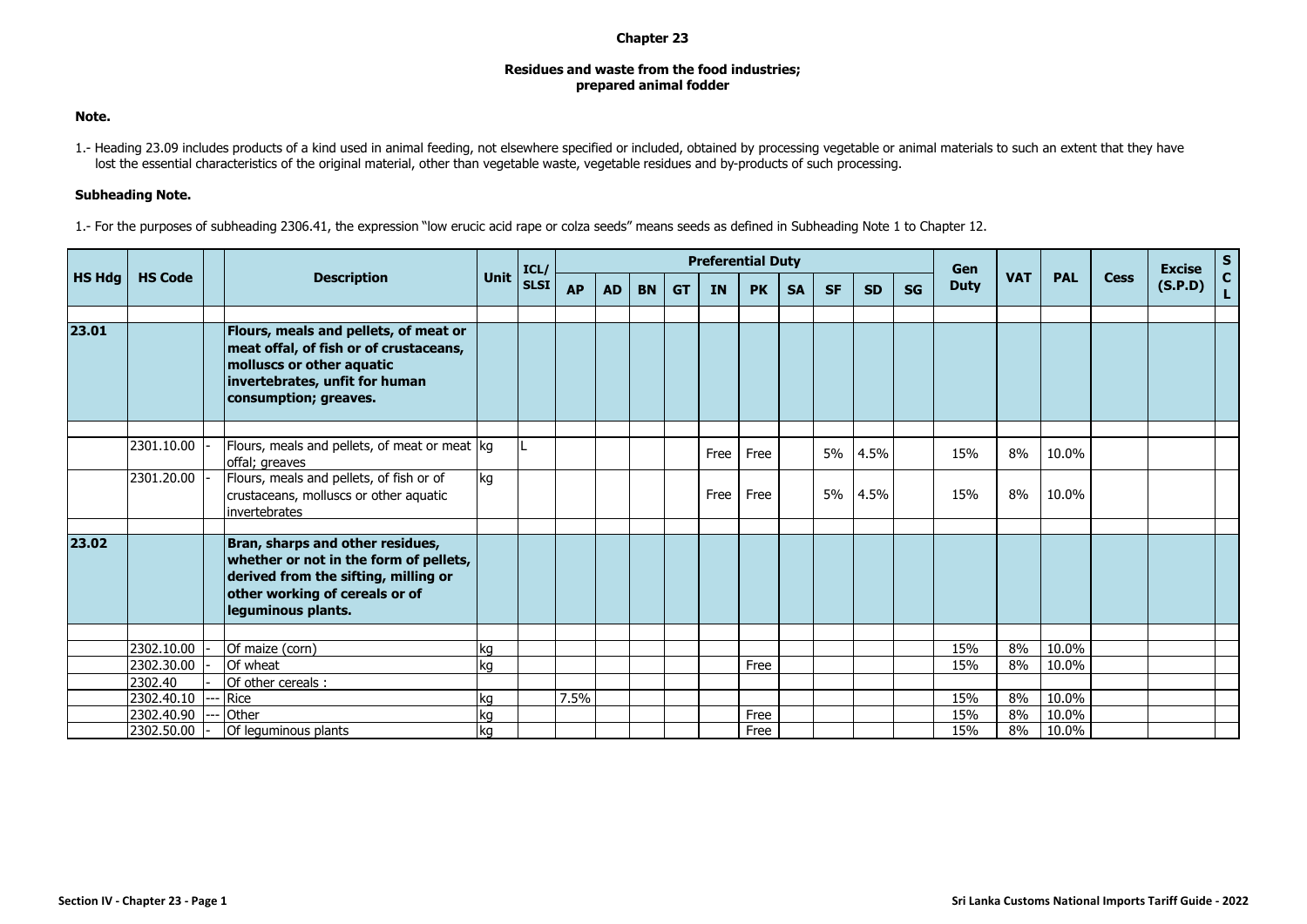# Chapter 23

## Residues and waste from the food industries; prepared animal fodder

### Note.

1.- Heading 23.09 includes products of a kind used in animal feeding, not elsewhere specified or included, obtained by processing vegetable or animal materials to such an extent that they have lost the essential characteristics of the original material, other than vegetable waste, vegetable residues and by-products of such processing.

### Subheading Note.

1.- For the purposes of subheading 2306.41, the expression "low erucic acid rape or colza seeds" means seeds as defined in Subheading Note 1 to Chapter 12.

| HS Hdg | HS Code | | Description | Unit | ICL/ SLSI | Preferential Duty | | | | | | | | | | Gen Duty | VAT | PAL | Cess | Excise (S.P.D) | SCL |
|---|---|---|---|---|---|---|---|---|---|---|---|---|---|---|---|---|---|---|---|---|---|
| | | | | | | AP | AD | BN | GT | IN | PK | SA | SF | SD | SG | | | | | | |
| **23.01** | | | **Flours, meals and pellets, of meat or meat offal, of fish or of crustaceans, molluscs or other aquatic invertebrates, unfit for human consumption; greaves.** | | | | | | | | | | | | | | | | | | |
| | 2301.10.00 | - | Flours, meals and pellets, of meat or meat offal; greaves | kg | L | | | | | Free | Free | | 5% | 4.5% | | 15% | 8% | 10.0% | | | |
| | 2301.20.00 | - | Flours, meals and pellets, of fish or of crustaceans, molluscs or other aquatic invertebrates | kg | | | | | | Free | Free | | 5% | 4.5% | | 15% | 8% | 10.0% | | | |
| **23.02** | | | **Bran, sharps and other residues, whether or not in the form of pellets, derived from the sifting, milling or other working of cereals or of leguminous plants.** | | | | | | | | | | | | | | | | | | |
| | 2302.10.00 | - | Of maize (corn) | kg | | | | | | | | | | | | 15% | 8% | 10.0% | | | |
| | 2302.30.00 | - | Of wheat | kg | | | | | | | Free | | | | | 15% | 8% | 10.0% | | | |
| | 2302.40 | - | Of other cereals : | | | | | | | | | | | | | | | | | | |
| | 2302.40.10 | --- | Rice | kg | | 7.5% | | | | | | | | | | 15% | 8% | 10.0% | | | |
| | 2302.40.90 | --- | Other | kg | | | | | | | Free | | | | | 15% | 8% | 10.0% | | | |
| | 2302.50.00 | - | Of leguminous plants | kg | | | | | | | Free | | | | | 15% | 8% | 10.0% | | | |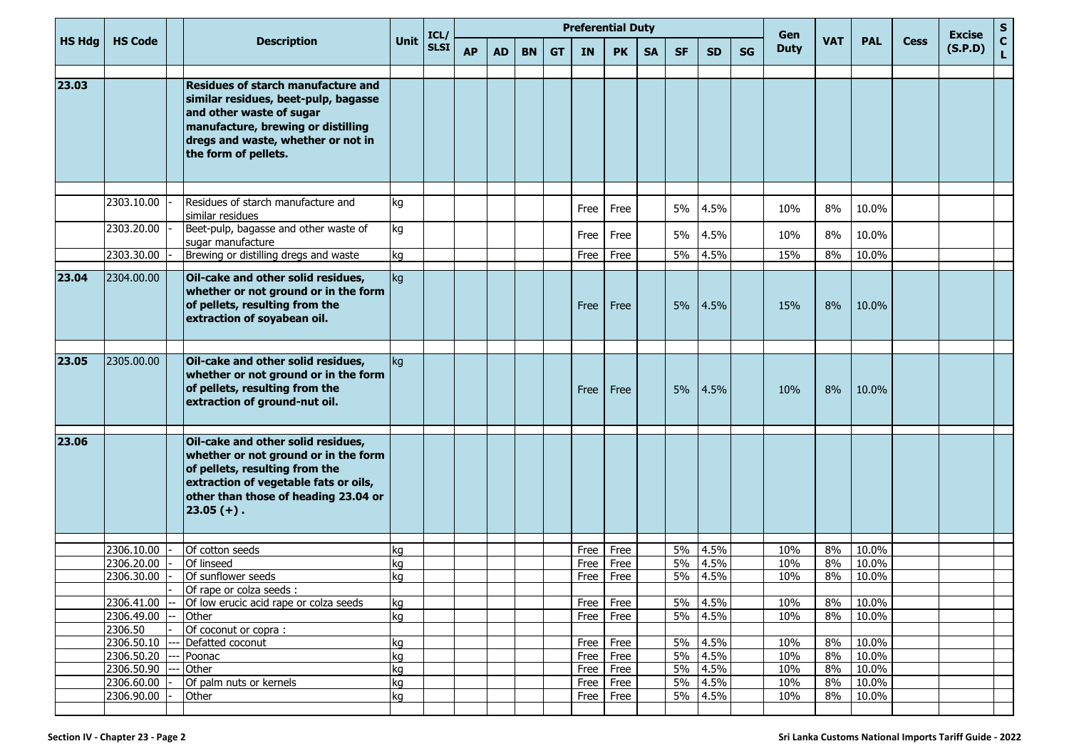| HS Hdg | HS Code | | Description | Unit | ICL/ SLSI | Preferential Duty | | | | | | | | | | Gen Duty | VAT | PAL | Cess | Excise (S.P.D) | S C L |
|---|---|---|---|---|---|---|---|---|---|---|---|---|---|---|---|---|---|---|---|---|---|
| | | | | | | AP | AD | BN | GT | IN | PK | SA | SF | SD | SG | | | | | | |
| **23.03** | | | **Residues of starch manufacture and similar residues, beet-pulp, bagasse and other waste of sugar manufacture, brewing or distilling dregs and waste, whether or not in the form of pellets.** | | | | | | | | | | | | | | | | | | |
| | 2303.10.00 | - | Residues of starch manufacture and similar residues | kg | | | | | | Free | Free | | 5% | 4.5% | | 10% | 8% | 10.0% | | | |
| | 2303.20.00 | - | Beet-pulp, bagasse and other waste of sugar manufacture | kg | | | | | | Free | Free | | 5% | 4.5% | | 10% | 8% | 10.0% | | | |
| | 2303.30.00 | - | Brewing or distilling dregs and waste | kg | | | | | | Free | Free | | 5% | 4.5% | | 15% | 8% | 10.0% | | | |
| **23.04** | 2304.00.00 | | **Oil-cake and other solid residues, whether or not ground or in the form of pellets, resulting from the extraction of soyabean oil.** | kg | | | | | | Free | Free | | 5% | 4.5% | | 15% | 8% | 10.0% | | | |
| **23.05** | 2305.00.00 | | **Oil-cake and other solid residues, whether or not ground or in the form of pellets, resulting from the extraction of ground-nut oil.** | kg | | | | | | Free | Free | | 5% | 4.5% | | 10% | 8% | 10.0% | | | |
| **23.06** | | | **Oil-cake and other solid residues, whether or not ground or in the form of pellets, resulting from the extraction of vegetable fats or oils, other than those of heading 23.04 or 23.05 (+) .** | | | | | | | | | | | | | | | | | | |
| | 2306.10.00 | - | Of cotton seeds | kg | | | | | | Free | Free | | 5% | 4.5% | | 10% | 8% | 10.0% | | | |
| | 2306.20.00 | - | Of linseed | kg | | | | | | Free | Free | | 5% | 4.5% | | 10% | 8% | 10.0% | | | |
| | 2306.30.00 | - | Of sunflower seeds | kg | | | | | | Free | Free | | 5% | 4.5% | | 10% | 8% | 10.0% | | | |
| | | - | Of rape or colza seeds : | | | | | | | | | | | | | | | | | | |
| | 2306.41.00 | -- | Of low erucic acid rape or colza seeds | kg | | | | | | Free | Free | | 5% | 4.5% | | 10% | 8% | 10.0% | | | |
| | 2306.49.00 | -- | Other | kg | | | | | | Free | Free | | 5% | 4.5% | | 10% | 8% | 10.0% | | | |
| | 2306.50 | - | Of coconut or copra : | | | | | | | | | | | | | | | | | | |
| | 2306.50.10 | --- | Defatted coconut | kg | | | | | | Free | Free | | 5% | 4.5% | | 10% | 8% | 10.0% | | | |
| | 2306.50.20 | --- | Poonac | kg | | | | | | Free | Free | | 5% | 4.5% | | 10% | 8% | 10.0% | | | |
| | 2306.50.90 | --- | Other | kg | | | | | | Free | Free | | 5% | 4.5% | | 10% | 8% | 10.0% | | | |
| | 2306.60.00 | - | Of palm nuts or kernels | kg | | | | | | Free | Free | | 5% | 4.5% | | 10% | 8% | 10.0% | | | |
| | 2306.90.00 | - | Other | kg | | | | | | Free | Free | | 5% | 4.5% | | 10% | 8% | 10.0% | | | |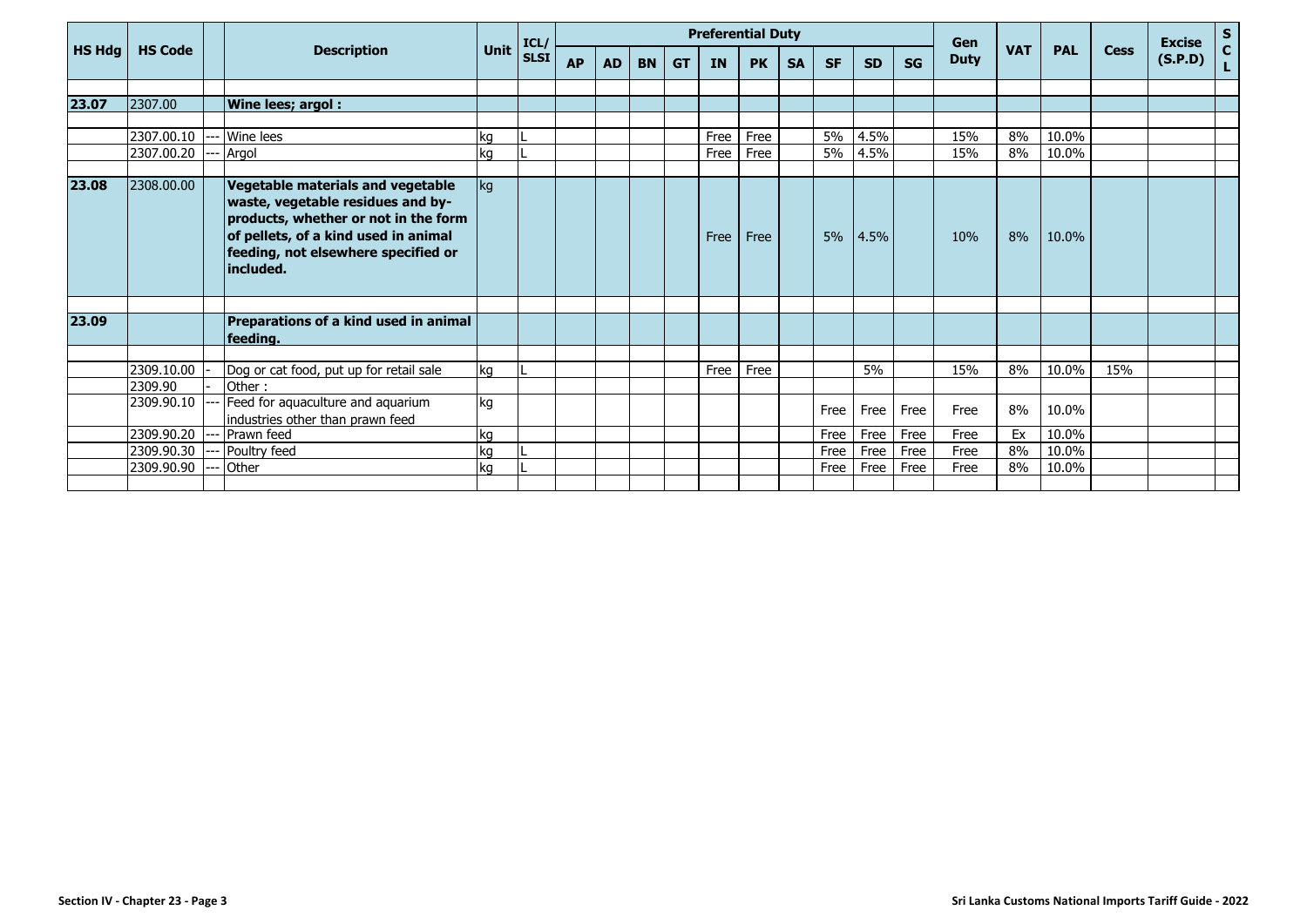| HS Hdg | HS Code | | Description | Unit | ICL/ SLSI | Preferential Duty | | | | | | | | | | Gen Duty | VAT | PAL | Cess | Excise (S.P.D) | S C L |
|---|---|---|---|---|---|---|---|---|---|---|---|---|---|---|---|---|---|---|---|---|---|
| | | | | | | AP | AD | BN | GT | IN | PK | SA | SF | SD | SG | | | | | | |
| 23.07 | 2307.00 | | **Wine lees; argol :** | | | | | | | | | | | | | | | | | | |
| | 2307.00.10 | --- | Wine lees | kg | L | | | | | Free | Free | | 5% | 4.5% | | 15% | 8% | 10.0% | | | |
| | 2307.00.20 | --- | Argol | kg | L | | | | | Free | Free | | 5% | 4.5% | | 15% | 8% | 10.0% | | | |
| 23.08 | 2308.00.00 | | **Vegetable materials and vegetable waste, vegetable residues and by-products, whether or not in the form of pellets, of a kind used in animal feeding, not elsewhere specified or included.** | kg | | | | | | Free | Free | | 5% | 4.5% | | 10% | 8% | 10.0% | | | |
| 23.09 | | | **Preparations of a kind used in animal feeding.** | | | | | | | | | | | | | | | | | | |
| | 2309.10.00 | - | Dog or cat food, put up for retail sale | kg | L | | | | | Free | Free | | | 5% | | 15% | 8% | 10.0% | 15% | | |
| | 2309.90 | - | Other : | | | | | | | | | | | | | | | | | | |
| | 2309.90.10 | --- | Feed for aquaculture and aquarium industries other than prawn feed | kg | | | | | | | | | Free | Free | Free | Free | 8% | 10.0% | | | |
| | 2309.90.20 | --- | Prawn feed | kg | | | | | | | | | Free | Free | Free | Free | Ex | 10.0% | | | |
| | 2309.90.30 | --- | Poultry feed | kg | L | | | | | | | | Free | Free | Free | Free | 8% | 10.0% | | | |
| | 2309.90.90 | --- | Other | kg | L | | | | | | | | Free | Free | Free | Free | 8% | 10.0% | | | |